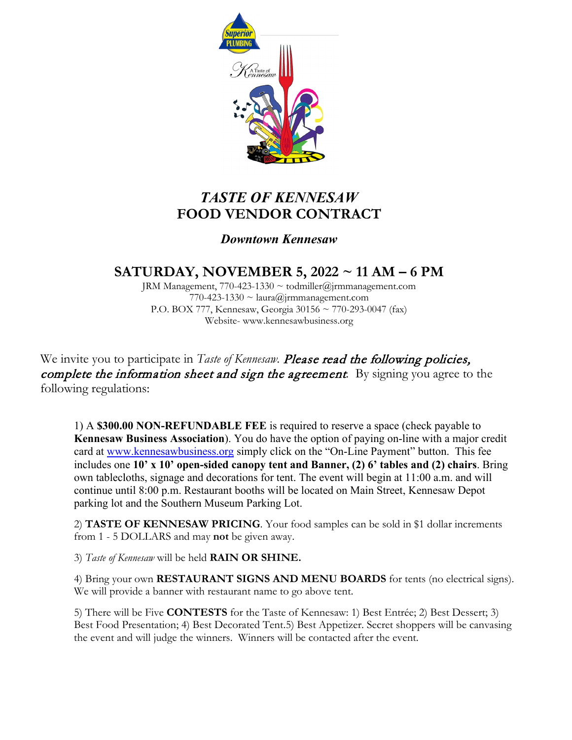# *TASTE OF KENNESAW*
# FOOD VENDOR CONTRACT

### *Downtown Kennesaw*

## SATURDAY, NOVEMBER 5, 2022 ~ 11 AM – 6 PM

JRM Management, 770-423-1330 ~ todmiller@jrmmanagement.com
770-423-1330 ~ laura@jrmmanagement.com
P.O. BOX 777, Kennesaw, Georgia 30156 ~ 770-293-0047 (fax)
Website- www.kennesawbusiness.org

We invite you to participate in *Taste of Kennesaw*. ***Please read the following policies, complete the information sheet and sign the agreement*.** By signing you agree to the following regulations:

1) A **$300.00 NON-REFUNDABLE FEE** is required to reserve a space (check payable to **Kennesaw Business Association**). You do have the option of paying on-line with a major credit card at www.kennesawbusiness.org simply click on the "On-Line Payment" button. This fee includes one **10' x 10' open-sided canopy tent and Banner, (2) 6' tables and (2) chairs**. Bring own tablecloths, signage and decorations for tent. The event will begin at 11:00 a.m. and will continue until 8:00 p.m. Restaurant booths will be located on Main Street, Kennesaw Depot parking lot and the Southern Museum Parking Lot.

2) **TASTE OF KENNESAW PRICING**. Your food samples can be sold in $1 dollar increments from 1 - 5 DOLLARS and may **not** be given away.

3) *Taste of Kennesaw* will be held **RAIN OR SHINE.**

4) Bring your own **RESTAURANT SIGNS AND MENU BOARDS** for tents (no electrical signs). We will provide a banner with restaurant name to go above tent.

5) There will be Five **CONTESTS** for the Taste of Kennesaw: 1) Best Entrée; 2) Best Dessert; 3) Best Food Presentation; 4) Best Decorated Tent.5) Best Appetizer. Secret shoppers will be canvasing the event and will judge the winners. Winners will be contacted after the event.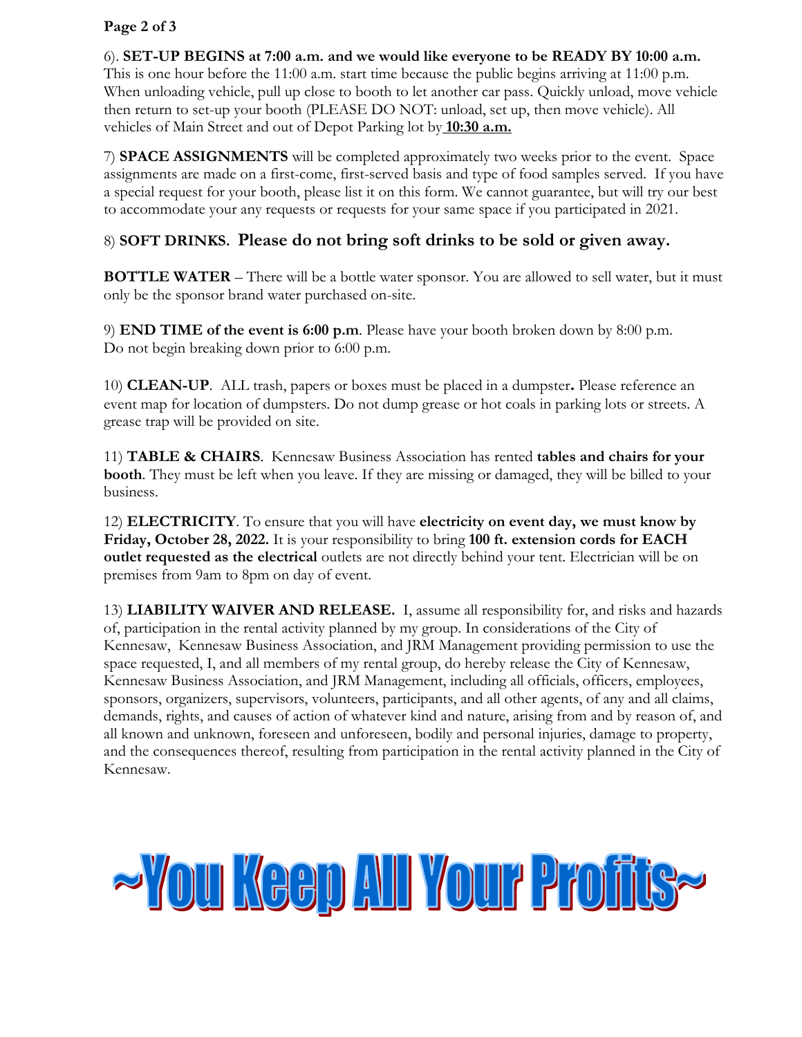6). **SET-UP BEGINS at 7:00 a.m. and we would like everyone to be READY BY 10:00 a.m.** This is one hour before the 11:00 a.m. start time because the public begins arriving at 11:00 p.m. When unloading vehicle, pull up close to booth to let another car pass. Quickly unload, move vehicle then return to set-up your booth (PLEASE DO NOT: unload, set up, then move vehicle). All vehicles of Main Street and out of Depot Parking lot by **10:30 a.m.**

7) **SPACE ASSIGNMENTS** will be completed approximately two weeks prior to the event. Space assignments are made on a first-come, first-served basis and type of food samples served. If you have a special request for your booth, please list it on this form. We cannot guarantee, but will try our best to accommodate your any requests or requests for your same space if you participated in 2021.

8) **SOFT DRINKS**. **Please do not bring soft drinks to be sold or given away.**

**BOTTLE WATER** – There will be a bottle water sponsor. You are allowed to sell water, but it must only be the sponsor brand water purchased on-site.

9) **END TIME of the event is 6:00 p.m**. Please have your booth broken down by 8:00 p.m. Do not begin breaking down prior to 6:00 p.m.

10) **CLEAN-UP**. ALL trash, papers or boxes must be placed in a dumpster**.** Please reference an event map for location of dumpsters. Do not dump grease or hot coals in parking lots or streets. A grease trap will be provided on site.

11) **TABLE & CHAIRS**. Kennesaw Business Association has rented **tables and chairs for your booth**. They must be left when you leave. If they are missing or damaged, they will be billed to your business.

12) **ELECTRICITY**. To ensure that you will have **electricity on event day, we must know by Friday, October 28, 2022.** It is your responsibility to bring **100 ft. extension cords for EACH outlet requested as the electrical** outlets are not directly behind your tent. Electrician will be on premises from 9am to 8pm on day of event.

13) **LIABILITY WAIVER AND RELEASE.** I, assume all responsibility for, and risks and hazards of, participation in the rental activity planned by my group. In considerations of the City of Kennesaw, Kennesaw Business Association, and JRM Management providing permission to use the space requested, I, and all members of my rental group, do hereby release the City of Kennesaw, Kennesaw Business Association, and JRM Management, including all officials, officers, employees, sponsors, organizers, supervisors, volunteers, participants, and all other agents, of any and all claims, demands, rights, and causes of action of whatever kind and nature, arising from and by reason of, and all known and unknown, foreseen and unforeseen, bodily and personal injuries, damage to property, and the consequences thereof, resulting from participation in the rental activity planned in the City of Kennesaw.

**~You Keep All Your Profits~**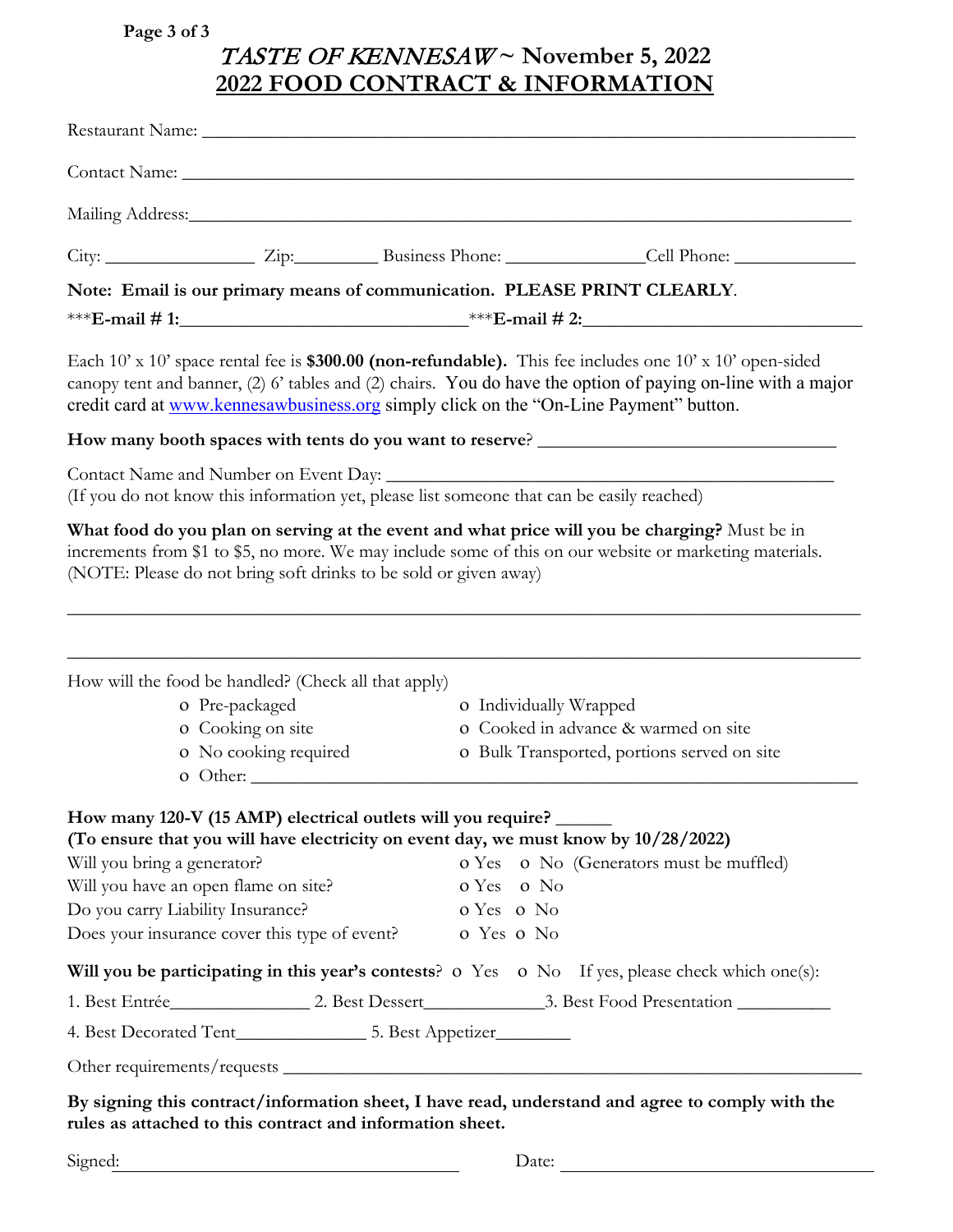# *TASTE OF KENNESAW* ~ November 5, 2022

## 2022 FOOD CONTRACT & INFORMATION

Restaurant Name: ______________________________________________________________

Contact Name: ________________________________________________________________

Mailing Address:_______________________________________________________________

City: ________________ Zip:_________ Business Phone: _______________Cell Phone: _____________

**Note: Email is our primary means of communication. PLEASE PRINT CLEARLY**.

***__E-mail # 1:__________________________________*****E-mail # 2:_______________________________**

Each 10' x 10' space rental fee is **$300.00 (non-refundable).** This fee includes one 10' x 10' open-sided canopy tent and banner, (2) 6' tables and (2) chairs. You do have the option of paying on-line with a major credit card at www.kennesawbusiness.org simply click on the "On-Line Payment" button.

**How many booth spaces with tents do you want to reserve**? ________________________________

Contact Name and Number on Event Day: _______________________________________________
(If you do not know this information yet, please list someone that can be easily reached)

**What food do you plan on serving at the event and what price will you be charging?** Must be in increments from $1 to $5, no more. We may include some of this on our website or marketing materials. (NOTE: Please do not bring soft drinks to be sold or given away)

_____________________________________________________________________________________

_____________________________________________________________________________________

How will the food be handled? (Check all that apply)

- o Pre-packaged
- o Individually Wrapped
- o Cooking on site
- o Cooked in advance & warmed on site
- o No cooking required
- o Bulk Transported, portions served on site
- o Other: ______________________________________________________________

**How many 120-V (15 AMP) electrical outlets will you require? ______**
**(To ensure that you will have electricity on event day, we must know by 10/28/2022)**

Will you bring a generator? o Yes o No (Generators must be muffled)

Will you have an open flame on site? o Yes o No

Do you carry Liability Insurance? o Yes o No

Does your insurance cover this type of event? o Yes o No

**Will you be participating in this year's contests**? o Yes o No If yes, please check which one(s):

1. Best Entrée_______________ 2. Best Dessert_____________ 3. Best Food Presentation __________

4. Best Decorated Tent______________ 5. Best Appetizer________

Other requirements/requests ____________________________________________________________

**By signing this contract/information sheet, I have read, understand and agree to comply with the rules as attached to this contract and information sheet.**

Signed: ______________________________________ Date: ___________________________________